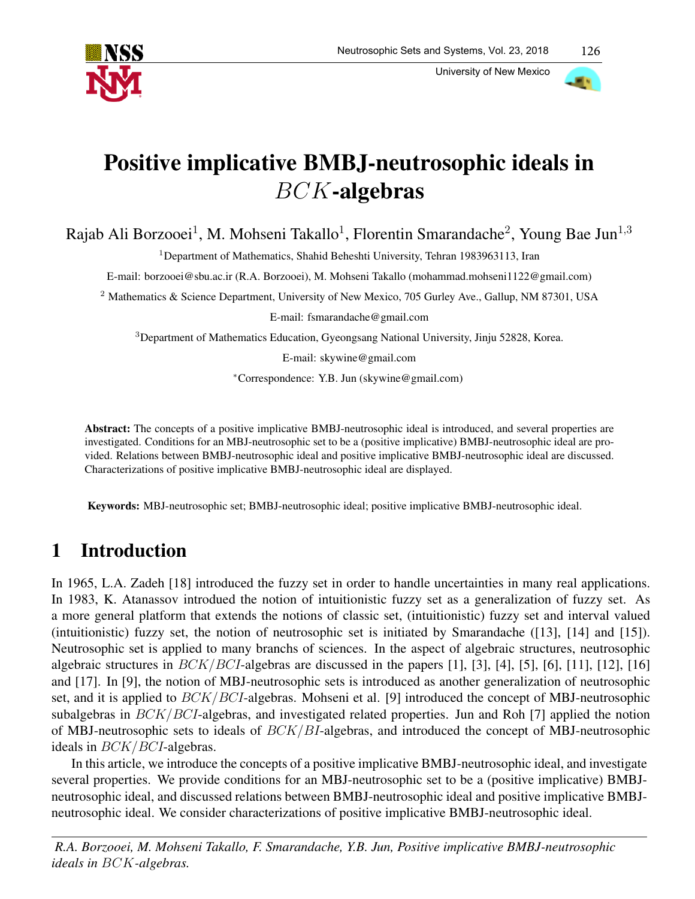# Positive implicative BMBJ-neutrosophic ideals in $BCK$-algebras

Rajab Ali Borzooei[1], M. Mohseni Takallo[1], Florentin Smarandache[2], Young Bae Jun[1,3]

[1]Department of Mathematics, Shahid Beheshti University, Tehran 1983963113, Iran

E-mail: borzooei@sbu.ac.ir (R.A. Borzooei), M. Mohseni Takallo (mohammad.mohseni1122@gmail.com)

[2] Mathematics & Science Department, University of New Mexico, 705 Gurley Ave., Gallup, NM 87301, USA

E-mail: fsmarandache@gmail.com

[3]Department of Mathematics Education, Gyeongsang National University, Jinju 52828, Korea.

E-mail: skywine@gmail.com

*Correspondence: Y.B. Jun (skywine@gmail.com)

**Abstract:** The concepts of a positive implicative BMBJ-neutrosophic ideal is introduced, and several properties are investigated. Conditions for an MBJ-neutrosophic set to be a (positive implicative) BMBJ-neutrosophic ideal are provided. Relations between BMBJ-neutrosophic ideal and positive implicative BMBJ-neutrosophic ideal are discussed. Characterizations of positive implicative BMBJ-neutrosophic ideal are displayed.

**Keywords:** MBJ-neutrosophic set; BMBJ-neutrosophic ideal; positive implicative BMBJ-neutrosophic ideal.

## 1 Introduction

In 1965, L.A. Zadeh [18] introduced the fuzzy set in order to handle uncertainties in many real applications. In 1983, K. Atanassov introdued the notion of intuitionistic fuzzy set as a generalization of fuzzy set. As a more general platform that extends the notions of classic set, (intuitionistic) fuzzy set and interval valued (intuitionistic) fuzzy set, the notion of neutrosophic set is initiated by Smarandache ([13], [14] and [15]). Neutrosophic set is applied to many branchs of sciences. In the aspect of algebraic structures, neutrosophic algebraic structures in $BCK/BCI$-algebras are discussed in the papers [1], [3], [4], [5], [6], [11], [12], [16] and [17]. In [9], the notion of MBJ-neutrosophic sets is introduced as another generalization of neutrosophic set, and it is applied to $BCK/BCI$-algebras. Mohseni et al. [9] introduced the concept of MBJ-neutrosophic subalgebras in $BCK/BCI$-algebras, and investigated related properties. Jun and Roh [7] applied the notion of MBJ-neutrosophic sets to ideals of $BCK/BI$-algebras, and introduced the concept of MBJ-neutrosophic ideals in $BCK/BCI$-algebras.

In this article, we introduce the concepts of a positive implicative BMBJ-neutrosophic ideal, and investigate several properties. We provide conditions for an MBJ-neutrosophic set to be a (positive implicative) BMBJ-neutrosophic ideal, and discussed relations between BMBJ-neutrosophic ideal and positive implicative BMBJ-neutrosophic ideal. We consider characterizations of positive implicative BMBJ-neutrosophic ideal.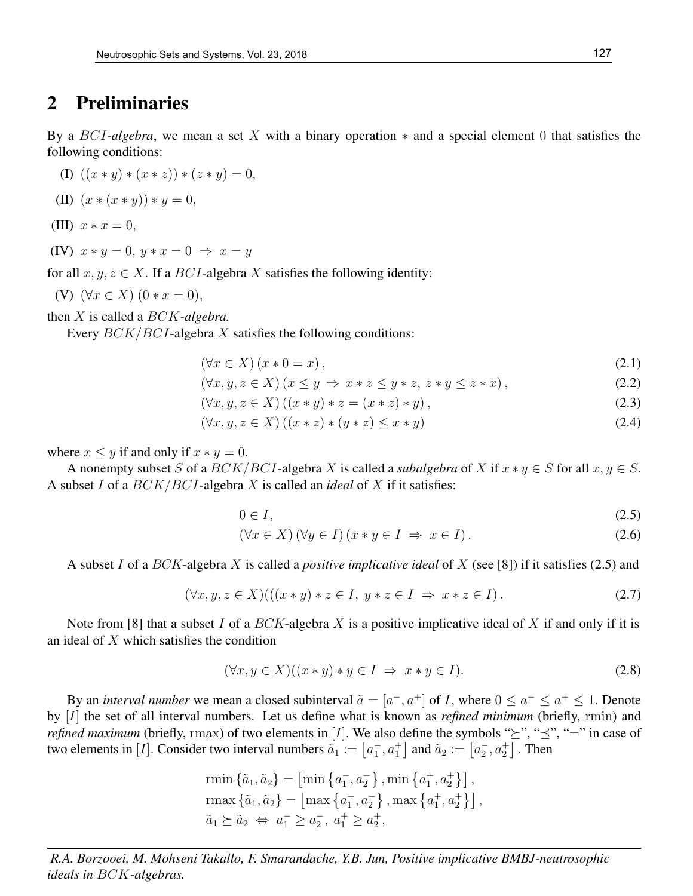## 2 Preliminaries

By a $BCI$-*algebra*, we mean a set $X$ with a binary operation $*$ and a special element $0$ that satisfies the following conditions:

**(I)** $((x * y) * (x * z)) * (z * y) = 0,$

**(II)** $(x * (x * y)) * y = 0,$

**(III)** $x * x = 0,$

**(IV)** $x * y = 0,\ y * x = 0 \ \Rightarrow\ x = y$

for all $x, y, z \in X$. If a $BCI$-algebra $X$ satisfies the following identity:

**(V)** $(\forall x \in X)\ (0 * x = 0),$

then $X$ is called a $BCK$-*algebra*.

Every $BCK/BCI$-algebra $X$ satisfies the following conditions:

$$(\forall x \in X)\,(x * 0 = x)\,, \tag{2.1}$$

$$(\forall x, y, z \in X)\,(x \leq y \ \Rightarrow\ x * z \leq y * z,\ z * y \leq z * x)\,, \tag{2.2}$$

$$(\forall x, y, z \in X)\,((x * y) * z = (x * z) * y)\,, \tag{2.3}$$

$$(\forall x, y, z \in X)\,((x * z) * (y * z) \leq x * y) \tag{2.4}$$

where $x \leq y$ if and only if $x * y = 0$.

A nonempty subset $S$ of a $BCK/BCI$-algebra $X$ is called a *subalgebra* of $X$ if $x * y \in S$ for all $x, y \in S$. A subset $I$ of a $BCK/BCI$-algebra $X$ is called an *ideal* of $X$ if it satisfies:

$$0 \in I, \tag{2.5}$$

$$(\forall x \in X)\,(\forall y \in I)\,(x * y \in I \ \Rightarrow\ x \in I)\,. \tag{2.6}$$

A subset $I$ of a $BCK$-algebra $X$ is called a *positive implicative ideal* of $X$ (see [8]) if it satisfies (2.5) and

$$(\forall x, y, z \in X)(((x * y) * z \in I,\ y * z \in I \ \Rightarrow\ x * z \in I)\,. \tag{2.7}$$

Note from [8] that a subset $I$ of a $BCK$-algebra $X$ is a positive implicative ideal of $X$ if and only if it is an ideal of $X$ which satisfies the condition

$$(\forall x, y \in X)((x * y) * y \in I \ \Rightarrow\ x * y \in I). \tag{2.8}$$

By an *interval number* we mean a closed subinterval $\tilde{a} = [a^-, a^+]$ of $I$, where $0 \leq a^- \leq a^+ \leq 1$. Denote by $[I]$ the set of all interval numbers. Let us define what is known as *refined minimum* (briefly, $\mathrm{rmin}$) and *refined maximum* (briefly, $\mathrm{rmax}$) of two elements in $[I]$. We also define the symbols "$\succeq$", "$\preceq$", "$=$" in case of two elements in $[I]$. Consider two interval numbers $\tilde{a}_1 := \left[a_1^-, a_1^+\right]$ and $\tilde{a}_2 := \left[a_2^-, a_2^+\right]$. Then

$$\mathrm{rmin}\left\{\tilde{a}_1, \tilde{a}_2\right\} = \left[\min\left\{a_1^-, a_2^-\right\}, \min\left\{a_1^+, a_2^+\right\}\right],$$
$$\mathrm{rmax}\left\{\tilde{a}_1, \tilde{a}_2\right\} = \left[\max\left\{a_1^-, a_2^-\right\}, \max\left\{a_1^+, a_2^+\right\}\right],$$
$$\tilde{a}_1 \succeq \tilde{a}_2 \ \Leftrightarrow\ a_1^- \geq a_2^-,\ a_1^+ \geq a_2^+,$$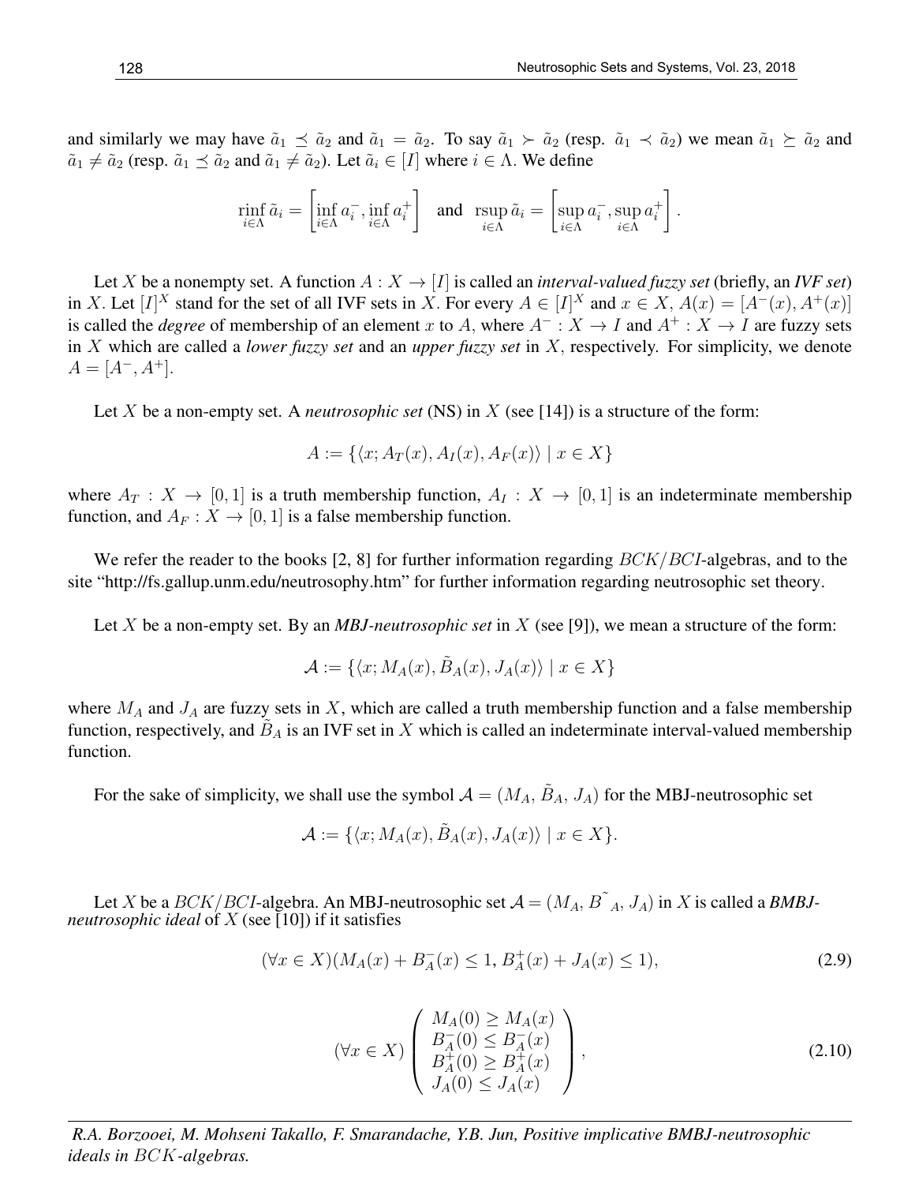and similarly we may have $\tilde{a}_1 \preceq \tilde{a}_2$ and $\tilde{a}_1 = \tilde{a}_2$. To say $\tilde{a}_1 \succ \tilde{a}_2$ (resp. $\tilde{a}_1 \prec \tilde{a}_2$) we mean $\tilde{a}_1 \succeq \tilde{a}_2$ and $\tilde{a}_1 \neq \tilde{a}_2$ (resp. $\tilde{a}_1 \preceq \tilde{a}_2$ and $\tilde{a}_1 \neq \tilde{a}_2$). Let $\tilde{a}_i \in [I]$ where $i \in \Lambda$. We define

$$\operatorname*{rinf}_{i\in\Lambda} \tilde{a}_i = \left[\inf_{i\in\Lambda} a_i^-, \inf_{i\in\Lambda} a_i^+\right] \quad \text{and} \quad \operatorname*{rsup}_{i\in\Lambda} \tilde{a}_i = \left[\sup_{i\in\Lambda} a_i^-, \sup_{i\in\Lambda} a_i^+\right].$$

Let $X$ be a nonempty set. A function $A : X \to [I]$ is called an *interval-valued fuzzy set* (briefly, an *IVF set*) in $X$. Let $[I]^X$ stand for the set of all IVF sets in $X$. For every $A \in [I]^X$ and $x \in X$, $A(x) = [A^-(x), A^+(x)]$ is called the *degree* of membership of an element $x$ to $A$, where $A^- : X \to I$ and $A^+ : X \to I$ are fuzzy sets in $X$ which are called a *lower fuzzy set* and an *upper fuzzy set* in $X$, respectively. For simplicity, we denote $A = [A^-, A^+]$.

Let $X$ be a non-empty set. A *neutrosophic set* (NS) in $X$ (see [14]) is a structure of the form:

$$A := \{\langle x; A_T(x), A_I(x), A_F(x)\rangle \mid x \in X\}$$

where $A_T : X \to [0, 1]$ is a truth membership function, $A_I : X \to [0, 1]$ is an indeterminate membership function, and $A_F : X \to [0, 1]$ is a false membership function.

We refer the reader to the books [2, 8] for further information regarding $BCK/BCI$-algebras, and to the site "http://fs.gallup.unm.edu/neutrosophy.htm" for further information regarding neutrosophic set theory.

Let $X$ be a non-empty set. By an ***MBJ-neutrosophic set*** in $X$ (see [9]), we mean a structure of the form:

$$\mathcal{A} := \{\langle x; M_A(x), \tilde{B}_A(x), J_A(x)\rangle \mid x \in X\}$$

where $M_A$ and $J_A$ are fuzzy sets in $X$, which are called a truth membership function and a false membership function, respectively, and $\tilde{B}_A$ is an IVF set in $X$ which is called an indeterminate interval-valued membership function.

For the sake of simplicity, we shall use the symbol $\mathcal{A} = (M_A, \tilde{B}_A, J_A)$ for the MBJ-neutrosophic set

$$\mathcal{A} := \{\langle x; M_A(x), \tilde{B}_A(x), J_A(x)\rangle \mid x \in X\}.$$

Let $X$ be a $BCK/BCI$-algebra. An MBJ-neutrosophic set $\mathcal{A} = (M_A, \tilde{B}_A, J_A)$ in $X$ is called a ***BMBJ-neutrosophic ideal*** of $X$ (see [10]) if it satisfies

$$(\forall x \in X)(M_A(x) + B_A^-(x) \leq 1,\, B_A^+(x) + J_A(x) \leq 1), \tag{2.9}$$

$$(\forall x \in X) \left( \begin{array}{l} M_A(0) \geq M_A(x) \\ B_A^-(0) \leq B_A^-(x) \\ B_A^+(0) \geq B_A^+(x) \\ J_A(0) \leq J_A(x) \end{array} \right), \tag{2.10}$$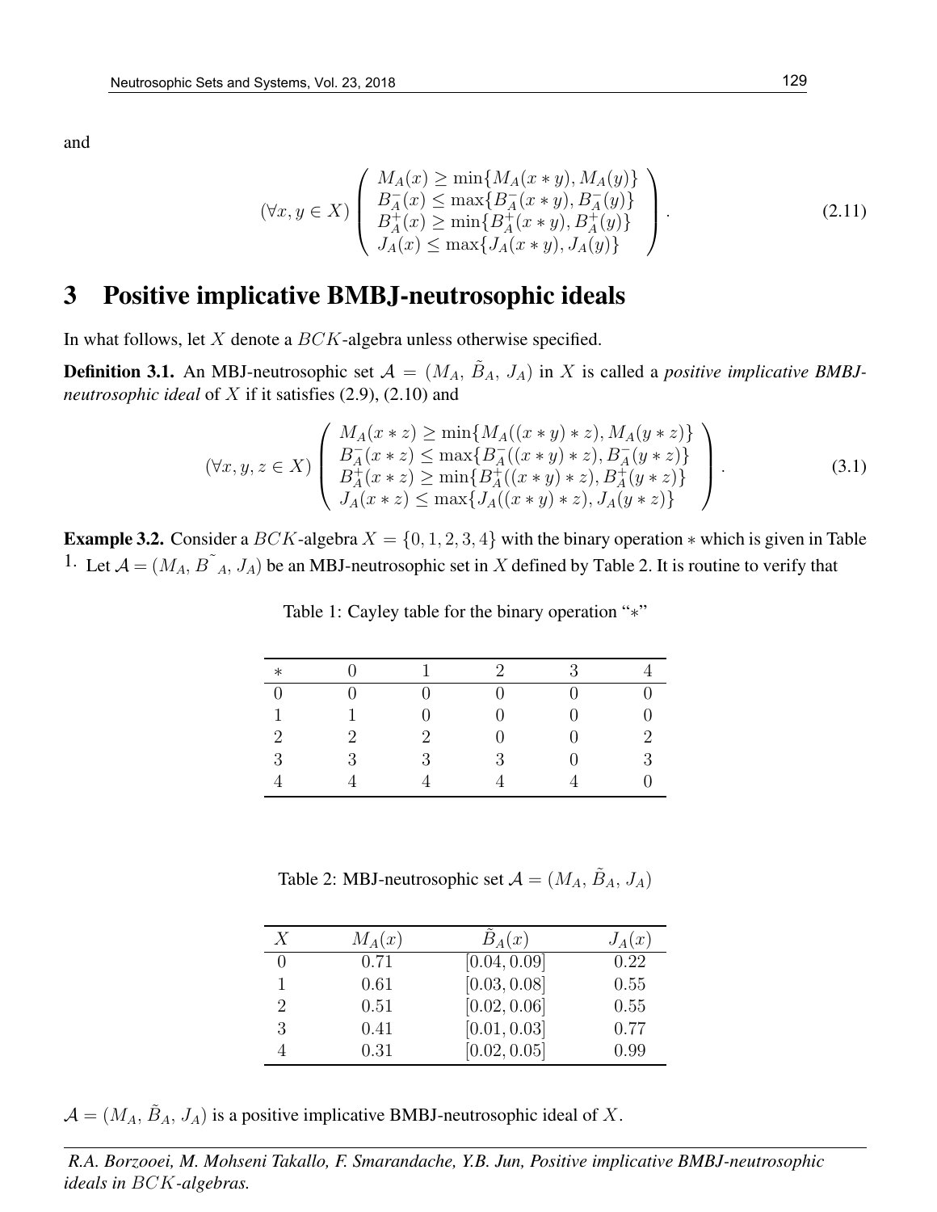and

$$
(\forall x, y \in X) \left( \begin{array}{l} M_A(x) \geq \min\{M_A(x * y), M_A(y)\} \\ B_A^-(x) \leq \max\{B_A^-(x * y), B_A^-(y)\} \\ B_A^+(x) \geq \min\{B_A^+(x * y), B_A^+(y)\} \\ J_A(x) \leq \max\{J_A(x * y), J_A(y)\} \end{array} \right). \tag{2.11}
$$

# 3 Positive implicative BMBJ-neutrosophic ideals

In what follows, let $X$ denote a $BCK$-algebra unless otherwise specified.

**Definition 3.1.** An MBJ-neutrosophic set $\mathcal{A} = (M_A, \tilde{B}_A, J_A)$ in $X$ is called a *positive implicative BMBJ-neutrosophic ideal* of $X$ if it satisfies (2.9), (2.10) and

$$
(\forall x, y, z \in X) \left( \begin{array}{l} M_A(x * z) \geq \min\{M_A((x * y) * z), M_A(y * z)\} \\ B_A^-(x * z) \leq \max\{B_A^-((x * y) * z), B_A^-(y * z)\} \\ B_A^+(x * z) \geq \min\{B_A^+((x * y) * z), B_A^+(y * z)\} \\ J_A(x * z) \leq \max\{J_A((x * y) * z), J_A(y * z)\} \end{array} \right). \tag{3.1}
$$

**Example 3.2.** Consider a $BCK$-algebra $X = \{0, 1, 2, 3, 4\}$ with the binary operation $*$ which is given in Table 1. Let $\mathcal{A} = (M_A, \tilde{B}_A, J_A)$ be an MBJ-neutrosophic set in $X$ defined by Table 2. It is routine to verify that

Table 1: Cayley table for the binary operation "$*$"

| $*$ | 0 | 1 | 2 | 3 | 4 |
|---|---|---|---|---|---|
| 0 | 0 | 0 | 0 | 0 | 0 |
| 1 | 1 | 0 | 0 | 0 | 0 |
| 2 | 2 | 2 | 0 | 0 | 2 |
| 3 | 3 | 3 | 3 | 0 | 3 |
| 4 | 4 | 4 | 4 | 4 | 0 |

Table 2: MBJ-neutrosophic set $\mathcal{A} = (M_A, \tilde{B}_A, J_A)$

| $X$ | $M_A(x)$ | $\tilde{B}_A(x)$ | $J_A(x)$ |
|---|---|---|---|
| 0 | 0.71 | $[0.04, 0.09]$ | 0.22 |
| 1 | 0.61 | $[0.03, 0.08]$ | 0.55 |
| 2 | 0.51 | $[0.02, 0.06]$ | 0.55 |
| 3 | 0.41 | $[0.01, 0.03]$ | 0.77 |
| 4 | 0.31 | $[0.02, 0.05]$ | 0.99 |

$\mathcal{A} = (M_A, \tilde{B}_A, J_A)$ is a positive implicative BMBJ-neutrosophic ideal of $X$.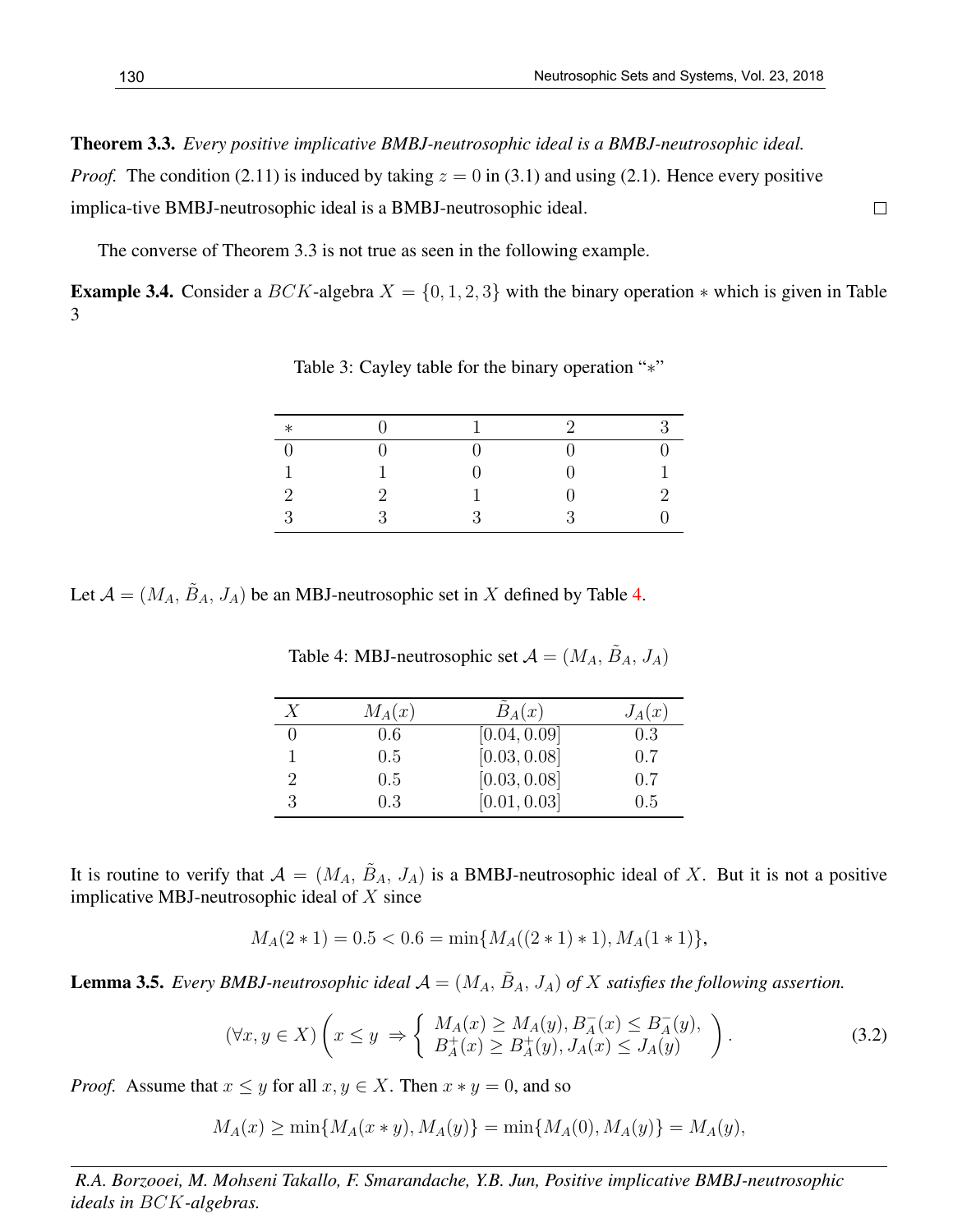**Theorem 3.3.** *Every positive implicative BMBJ-neutrosophic ideal is a BMBJ-neutrosophic ideal.*

*Proof.* The condition (2.11) is induced by taking $z = 0$ in (3.1) and using (2.1). Hence every positive implica-tive BMBJ-neutrosophic ideal is a BMBJ-neutrosophic ideal. □

The converse of Theorem 3.3 is not true as seen in the following example.

**Example 3.4.** Consider a $BCK$-algebra $X = \{0, 1, 2, 3\}$ with the binary operation $*$ which is given in Table 3

Table 3: Cayley table for the binary operation "$*$"

| $*$ | 0 | 1 | 2 | 3 |
|---|---|---|---|---|
| 0 | 0 | 0 | 0 | 0 |
| 1 | 1 | 0 | 0 | 1 |
| 2 | 2 | 1 | 0 | 2 |
| 3 | 3 | 3 | 3 | 0 |

Let $\mathcal{A} = (M_A, \tilde{B}_A, J_A)$ be an MBJ-neutrosophic set in $X$ defined by Table 4.

Table 4: MBJ-neutrosophic set $\mathcal{A} = (M_A, \tilde{B}_A, J_A)$

| $X$ | $M_A(x)$ | $\tilde{B}_A(x)$ | $J_A(x)$ |
|---|---|---|---|
| 0 | 0.6 | $[0.04, 0.09]$ | 0.3 |
| 1 | 0.5 | $[0.03, 0.08]$ | 0.7 |
| 2 | 0.5 | $[0.03, 0.08]$ | 0.7 |
| 3 | 0.3 | $[0.01, 0.03]$ | 0.5 |

It is routine to verify that $\mathcal{A} = (M_A, \tilde{B}_A, J_A)$ is a BMBJ-neutrosophic ideal of $X$. But it is not a positive implicative MBJ-neutrosophic ideal of $X$ since

$$M_A(2 * 1) = 0.5 < 0.6 = \min\{M_A((2 * 1) * 1), M_A(1 * 1)\},$$

**Lemma 3.5.** *Every BMBJ-neutrosophic ideal $\mathcal{A} = (M_A, \tilde{B}_A, J_A)$ of $X$ satisfies the following assertion.*

$$(\forall x, y \in X) \left( x \leq y \Rightarrow \left\{ \begin{array}{l} M_A(x) \geq M_A(y), B_A^-(x) \leq B_A^-(y), \\ B_A^+(x) \geq B_A^+(y), J_A(x) \leq J_A(y) \end{array} \right. \right). \tag{3.2}$$

*Proof.* Assume that $x \leq y$ for all $x, y \in X$. Then $x * y = 0$, and so

$$M_A(x) \geq \min\{M_A(x * y), M_A(y)\} = \min\{M_A(0), M_A(y)\} = M_A(y),$$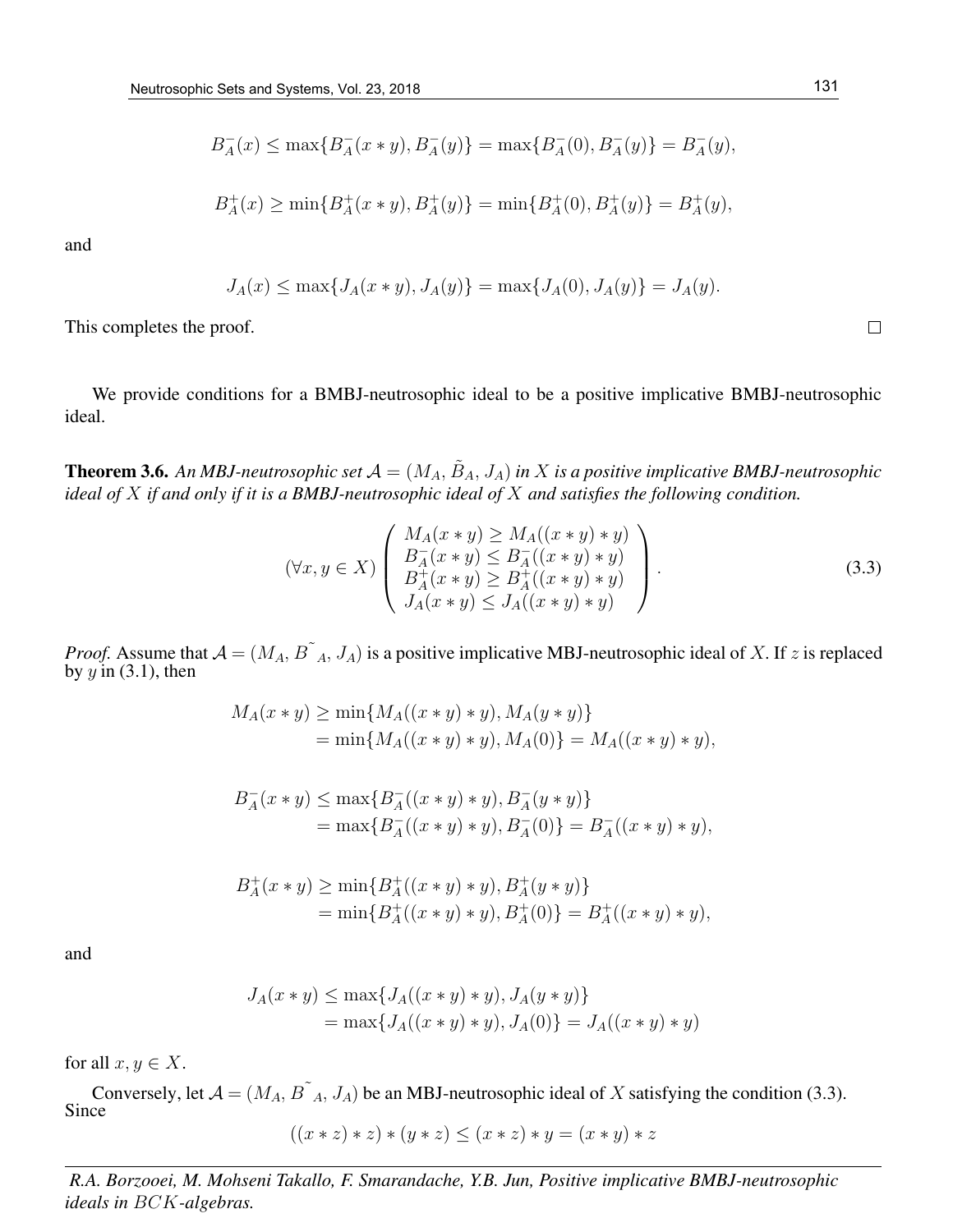$$B^-_A(x) \leq \max\{B^-_A(x*y), B^-_A(y)\} = \max\{B^-_A(0), B^-_A(y)\} = B^-_A(y),$$

$$B^+_A(x) \geq \min\{B^+_A(x*y), B^+_A(y)\} = \min\{B^+_A(0), B^+_A(y)\} = B^+_A(y),$$

and

$$J_A(x) \leq \max\{J_A(x*y), J_A(y)\} = \max\{J_A(0), J_A(y)\} = J_A(y).$$

This completes the proof. □

We provide conditions for a BMBJ-neutrosophic ideal to be a positive implicative BMBJ-neutrosophic ideal.

**Theorem 3.6.** *An MBJ-neutrosophic set $\mathcal{A} = (M_A, \tilde{B}_A, J_A)$ in $X$ is a positive implicative BMBJ-neutrosophic ideal of $X$ if and only if it is a BMBJ-neutrosophic ideal of $X$ and satisfies the following condition.*

$$(\forall x, y \in X) \left( \begin{array}{l} M_A(x*y) \geq M_A((x*y)*y) \\ B^-_A(x*y) \leq B^-_A((x*y)*y) \\ B^+_A(x*y) \geq B^+_A((x*y)*y) \\ J_A(x*y) \leq J_A((x*y)*y) \end{array} \right). \tag{3.3}$$

*Proof.* Assume that $\mathcal{A} = (M_A, \tilde{B}_A, J_A)$ is a positive implicative MBJ-neutrosophic ideal of $X$. If $z$ is replaced by $y$ in (3.1), then

$$\begin{aligned} M_A(x*y) &\geq \min\{M_A((x*y)*y), M_A(y*y)\} \\ &= \min\{M_A((x*y)*y), M_A(0)\} = M_A((x*y)*y), \end{aligned}$$

$$\begin{aligned} B^-_A(x*y) &\leq \max\{B^-_A((x*y)*y), B^-_A(y*y)\} \\ &= \max\{B^-_A((x*y)*y), B^-_A(0)\} = B^-_A((x*y)*y), \end{aligned}$$

$$\begin{aligned} B^+_A(x*y) &\geq \min\{B^+_A((x*y)*y), B^+_A(y*y)\} \\ &= \min\{B^+_A((x*y)*y), B^+_A(0)\} = B^+_A((x*y)*y), \end{aligned}$$

and

$$\begin{aligned} J_A(x*y) &\leq \max\{J_A((x*y)*y), J_A(y*y)\} \\ &= \max\{J_A((x*y)*y), J_A(0)\} = J_A((x*y)*y) \end{aligned}$$

for all $x, y \in X$.

Conversely, let $\mathcal{A} = (M_A, \tilde{B}_A, J_A)$ be an MBJ-neutrosophic ideal of $X$ satisfying the condition (3.3). Since

$$((x*z)*z)*(y*z) \leq (x*z)*y = (x*y)*z$$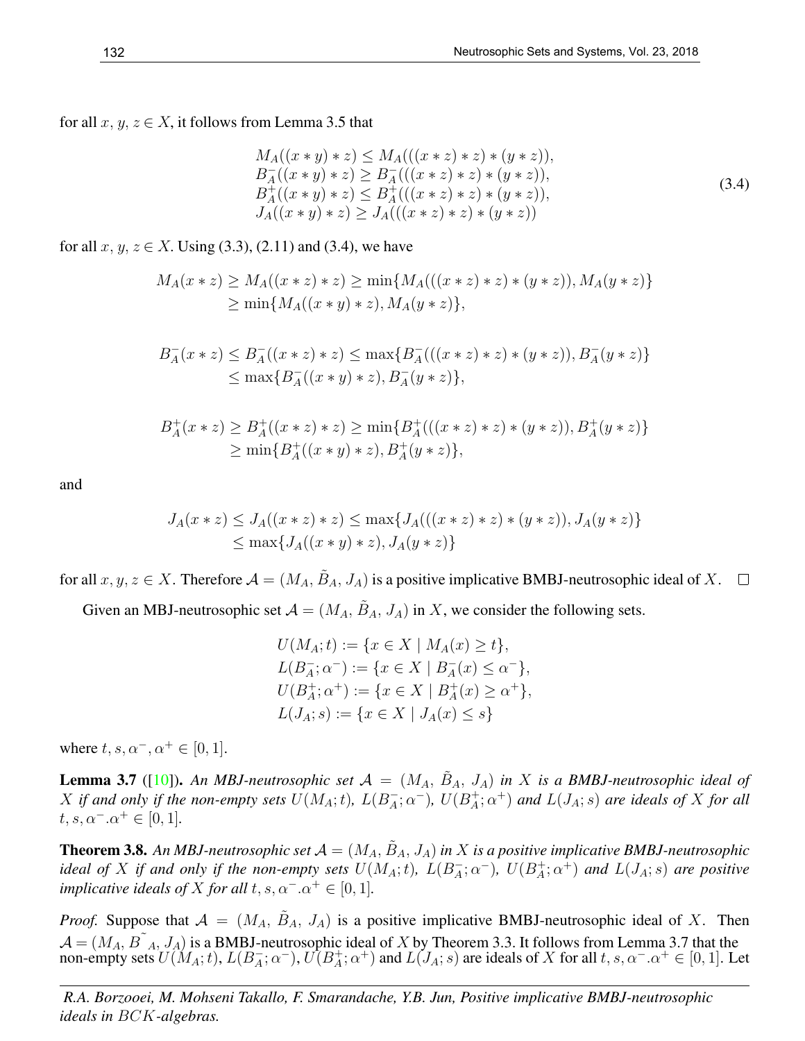for all $x, y, z \in X$, it follows from Lemma 3.5 that

$$
\begin{aligned}
&M_A((x*y)*z) \leq M_A(((x*z)*z)*(y*z)),\\
&B_A^-((x*y)*z) \geq B_A^-(((x*z)*z)*(y*z)),\\
&B_A^+((x*y)*z) \leq B_A^+(((x*z)*z)*(y*z)),\\
&J_A((x*y)*z) \geq J_A(((x*z)*z)*(y*z))
\end{aligned}
\tag{3.4}
$$

for all $x, y, z \in X$. Using (3.3), (2.11) and (3.4), we have

$$
\begin{aligned}
M_A(x*z) &\geq M_A((x*z)*z) \geq \min\{M_A(((x*z)*z)*(y*z)), M_A(y*z)\}\\
&\geq \min\{M_A((x*y)*z), M_A(y*z)\},
\end{aligned}
$$

$$
\begin{aligned}
B_A^-(x*z) &\leq B_A^-((x*z)*z) \leq \max\{B_A^-(((x*z)*z)*(y*z)), B_A^-(y*z)\}\\
&\leq \max\{B_A^-((x*y)*z), B_A^-(y*z)\},
\end{aligned}
$$

$$
\begin{aligned}
B_A^+(x*z) &\geq B_A^+((x*z)*z) \geq \min\{B_A^+(((x*z)*z)*(y*z)), B_A^+(y*z)\}\\
&\geq \min\{B_A^+((x*y)*z), B_A^+(y*z)\},
\end{aligned}
$$

and

$$
\begin{aligned}
J_A(x*z) &\leq J_A((x*z)*z) \leq \max\{J_A(((x*z)*z)*(y*z)), J_A(y*z)\}\\
&\leq \max\{J_A((x*y)*z), J_A(y*z)\}
\end{aligned}
$$

for all $x, y, z \in X$. Therefore $\mathcal{A} = (M_A, \tilde{B}_A, J_A)$ is a positive implicative BMBJ-neutrosophic ideal of $X$. □

Given an MBJ-neutrosophic set $\mathcal{A} = (M_A, \tilde{B}_A, J_A)$ in $X$, we consider the following sets.

$$
\begin{aligned}
&U(M_A; t) := \{x \in X \mid M_A(x) \geq t\},\\
&L(B_A^-; \alpha^-) := \{x \in X \mid B_A^-(x) \leq \alpha^-\},\\
&U(B_A^+; \alpha^+) := \{x \in X \mid B_A^+(x) \geq \alpha^+\},\\
&L(J_A; s) := \{x \in X \mid J_A(x) \leq s\}
\end{aligned}
$$

where $t, s, \alpha^-, \alpha^+ \in [0, 1]$.

**Lemma 3.7** ([10]). *An MBJ-neutrosophic set $\mathcal{A} = (M_A, \tilde{B}_A, J_A)$ in $X$ is a BMBJ-neutrosophic ideal of $X$ if and only if the non-empty sets $U(M_A; t)$, $L(B_A^-; \alpha^-)$, $U(B_A^+; \alpha^+)$ and $L(J_A; s)$ are ideals of $X$ for all $t, s, \alpha^-.\alpha^+ \in [0, 1]$.*

**Theorem 3.8.** *An MBJ-neutrosophic set $\mathcal{A} = (M_A, \tilde{B}_A, J_A)$ in $X$ is a positive implicative BMBJ-neutrosophic ideal of $X$ if and only if the non-empty sets $U(M_A; t)$, $L(B_A^-; \alpha^-)$, $U(B_A^+; \alpha^+)$ and $L(J_A; s)$ are positive implicative ideals of $X$ for all $t, s, \alpha^-.\alpha^+ \in [0, 1]$.*

*Proof.* Suppose that $\mathcal{A} = (M_A, \tilde{B}_A, J_A)$ is a positive implicative BMBJ-neutrosophic ideal of $X$. Then $\mathcal{A} = (M_A, \tilde{B}_A, J_A)$ is a BMBJ-neutrosophic ideal of $X$ by Theorem 3.3. It follows from Lemma 3.7 that the non-empty sets $U(M_A; t)$, $L(B_A^-; \alpha^-)$, $U(B_A^+; \alpha^+)$ and $L(J_A; s)$ are ideals of $X$ for all $t, s, \alpha^-.\alpha^+ \in [0, 1]$. Let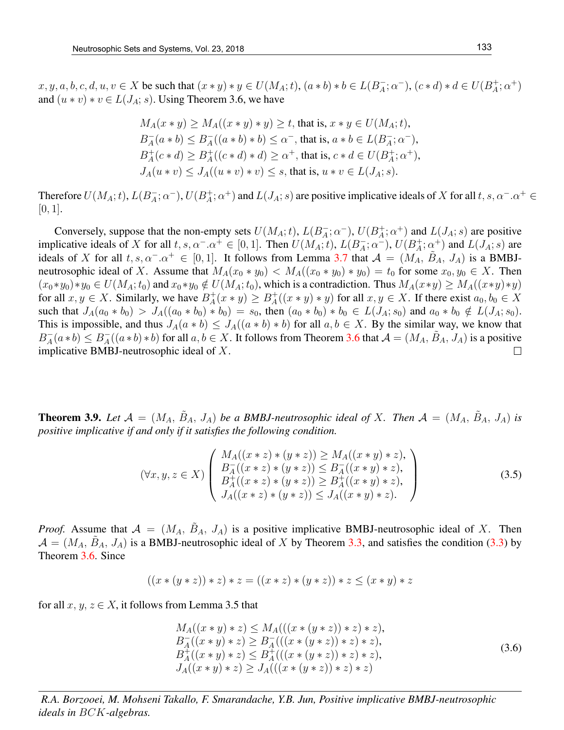$x, y, a, b, c, d, u, v \in X$ be such that $(x * y) * y \in U(M_A; t)$, $(a * b) * b \in L(B_A^-; \alpha^-)$, $(c * d) * d \in U(B_A^+; \alpha^+)$ and $(u * v) * v \in L(J_A; s)$. Using Theorem 3.6, we have

$$
\begin{aligned}
&M_A(x * y) \geq M_A((x * y) * y) \geq t, \text{ that is, } x * y \in U(M_A; t), \\
&B_A^-(a * b) \leq B_A^-((a * b) * b) \leq \alpha^-, \text{ that is, } a * b \in L(B_A^-; \alpha^-), \\
&B_A^+(c * d) \geq B_A^+((c * d) * d) \geq \alpha^+, \text{ that is, } c * d \in U(B_A^+; \alpha^+), \\
&J_A(u * v) \leq J_A((u * v) * v) \leq s, \text{ that is, } u * v \in L(J_A; s).
\end{aligned}
$$

Therefore $U(M_A; t)$, $L(B_A^-; \alpha^-)$, $U(B_A^+; \alpha^+)$ and $L(J_A; s)$ are positive implicative ideals of $X$ for all $t, s, \alpha^-.\alpha^+ \in [0, 1]$.

Conversely, suppose that the non-empty sets $U(M_A; t)$, $L(B_A^-; \alpha^-)$, $U(B_A^+; \alpha^+)$ and $L(J_A; s)$ are positive implicative ideals of $X$ for all $t, s, \alpha^-.\alpha^+ \in [0, 1]$. Then $U(M_A; t)$, $L(B_A^-; \alpha^-)$, $U(B_A^+; \alpha^+)$ and $L(J_A; s)$ are ideals of $X$ for all $t, s, \alpha^-.\alpha^+ \in [0, 1]$. It follows from Lemma 3.7 that $\mathcal{A} = (M_A, \tilde{B}_A, J_A)$ is a BMBJ-neutrosophic ideal of $X$. Assume that $M_A(x_0 * y_0) < M_A((x_0 * y_0) * y_0) = t_0$ for some $x_0, y_0 \in X$. Then $(x_0 * y_0) * y_0 \in U(M_A; t_0)$ and $x_0 * y_0 \notin U(M_A; t_0)$, which is a contradiction. Thus $M_A(x * y) \geq M_A((x * y) * y)$ for all $x, y \in X$. Similarly, we have $B_A^+(x * y) \geq B_A^+((x * y) * y)$ for all $x, y \in X$. If there exist $a_0, b_0 \in X$ such that $J_A(a_0 * b_0) > J_A((a_0 * b_0) * b_0) = s_0$, then $(a_0 * b_0) * b_0 \in L(J_A; s_0)$ and $a_0 * b_0 \notin L(J_A; s_0)$. This is impossible, and thus $J_A(a * b) \leq J_A((a * b) * b)$ for all $a, b \in X$. By the similar way, we know that $B_A^-(a * b) \leq B_A^-((a * b) * b)$ for all $a, b \in X$. It follows from Theorem 3.6 that $\mathcal{A} = (M_A, \tilde{B}_A, J_A)$ is a positive implicative BMBJ-neutrosophic ideal of $X$. □

**Theorem 3.9.** *Let $\mathcal{A} = (M_A, \tilde{B}_A, J_A)$ be a BMBJ-neutrosophic ideal of $X$. Then $\mathcal{A} = (M_A, \tilde{B}_A, J_A)$ is positive implicative if and only if it satisfies the following condition.*

$$
(\forall x, y, z \in X) \left( \begin{array}{l} M_A((x * z) * (y * z)) \geq M_A((x * y) * z), \\ B_A^-((x * z) * (y * z)) \leq B_A^-((x * y) * z), \\ B_A^+((x * z) * (y * z)) \geq B_A^+((x * y) * z), \\ J_A((x * z) * (y * z)) \leq J_A((x * y) * z). \end{array} \right) \tag{3.5}
$$

*Proof.* Assume that $\mathcal{A} = (M_A, \tilde{B}_A, J_A)$ is a positive implicative BMBJ-neutrosophic ideal of $X$. Then $\mathcal{A} = (M_A, \tilde{B}_A, J_A)$ is a BMBJ-neutrosophic ideal of $X$ by Theorem 3.3, and satisfies the condition (3.3) by Theorem 3.6. Since

$$
((x * (y * z)) * z) * z = ((x * z) * (y * z)) * z \leq (x * y) * z
$$

for all $x, y, z \in X$, it follows from Lemma 3.5 that

$$
\begin{aligned}
&M_A((x * y) * z) \leq M_A(((x * (y * z)) * z) * z), \\
&B_A^-((x * y) * z) \geq B_A^-(((x * (y * z)) * z) * z), \\
&B_A^+((x * y) * z) \leq B_A^+(((x * (y * z)) * z) * z), \\
&J_A((x * y) * z) \geq J_A(((x * (y * z)) * z) * z)
\end{aligned} \tag{3.6}
$$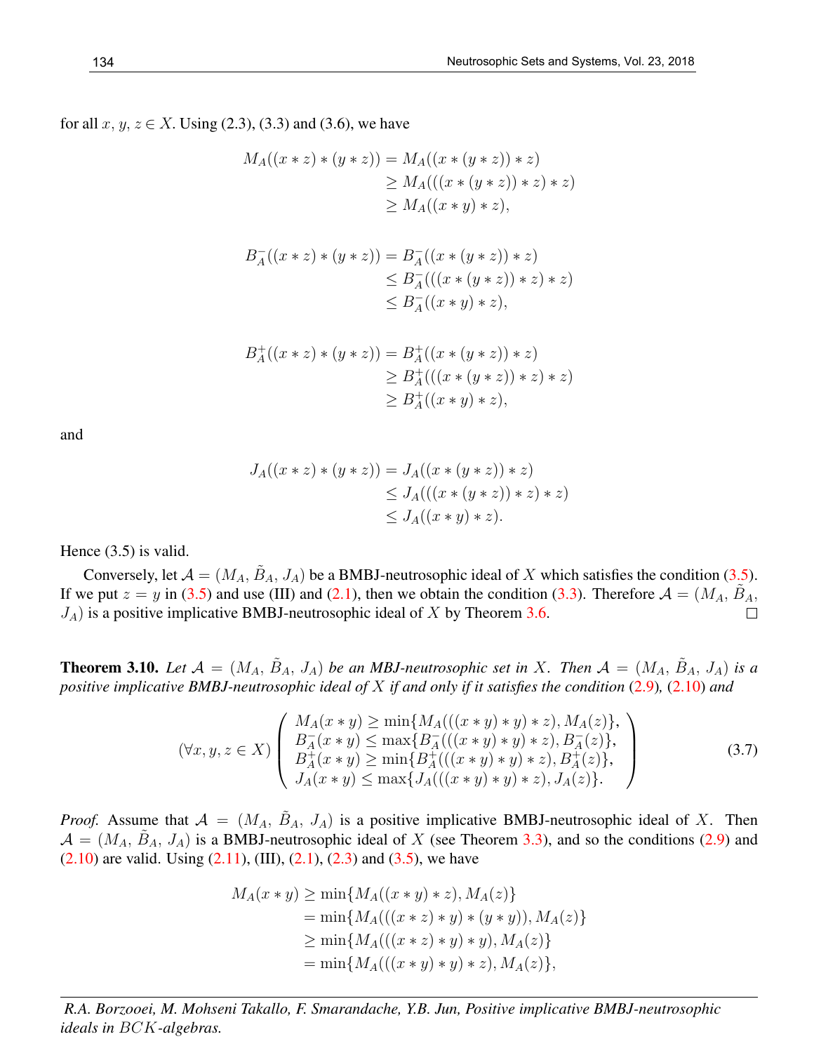for all $x, y, z \in X$. Using (2.3), (3.3) and (3.6), we have

$$
\begin{aligned}
M_A((x * z) * (y * z)) &= M_A((x * (y * z)) * z) \\
&\geq M_A(((x * (y * z)) * z) * z) \\
&\geq M_A((x * y) * z),
\end{aligned}
$$

$$
\begin{aligned}
B_A^-((x * z) * (y * z)) &= B_A^-((x * (y * z)) * z) \\
&\leq B_A^-(((x * (y * z)) * z) * z) \\
&\leq B_A^-((x * y) * z),
\end{aligned}
$$

$$
\begin{aligned}
B_A^+((x * z) * (y * z)) &= B_A^+((x * (y * z)) * z) \\
&\geq B_A^+(((x * (y * z)) * z) * z) \\
&\geq B_A^+((x * y) * z),
\end{aligned}
$$

and

$$
\begin{aligned}
J_A((x * z) * (y * z)) &= J_A((x * (y * z)) * z) \\
&\leq J_A(((x * (y * z)) * z) * z) \\
&\leq J_A((x * y) * z).
\end{aligned}
$$

Hence (3.5) is valid.

Conversely, let $\mathcal{A} = (M_A, \tilde{B}_A, J_A)$ be a BMBJ-neutrosophic ideal of $X$ which satisfies the condition (3.5). If we put $z = y$ in (3.5) and use (III) and (2.1), then we obtain the condition (3.3). Therefore $\mathcal{A} = (M_A, \tilde{B}_A, J_A)$ is a positive implicative BMBJ-neutrosophic ideal of $X$ by Theorem 3.6. □

**Theorem 3.10.** *Let $\mathcal{A} = (M_A, \tilde{B}_A, J_A)$ be an MBJ-neutrosophic set in $X$. Then $\mathcal{A} = (M_A, \tilde{B}_A, J_A)$ is a positive implicative BMBJ-neutrosophic ideal of $X$ if and only if it satisfies the condition (2.9), (2.10) and*

$$
(\forall x, y, z \in X) \left( \begin{array}{l}
M_A(x * y) \geq \min\{M_A(((x * y) * y) * z), M_A(z)\}, \\
B_A^-(x * y) \leq \max\{B_A^-(((x * y) * y) * z), B_A^-(z)\}, \\
B_A^+(x * y) \geq \min\{B_A^+(((x * y) * y) * z), B_A^+(z)\}, \\
J_A(x * y) \leq \max\{J_A(((x * y) * y) * z), J_A(z)\}.
\end{array} \right) \tag{3.7}
$$

*Proof.* Assume that $\mathcal{A} = (M_A, \tilde{B}_A, J_A)$ is a positive implicative BMBJ-neutrosophic ideal of $X$. Then $\mathcal{A} = (M_A, \tilde{B}_A, J_A)$ is a BMBJ-neutrosophic ideal of $X$ (see Theorem 3.3), and so the conditions (2.9) and (2.10) are valid. Using (2.11), (III), (2.1), (2.3) and (3.5), we have

$$
\begin{aligned}
M_A(x * y) &\geq \min\{M_A((x * y) * z), M_A(z)\} \\
&= \min\{M_A(((x * z) * y) * (y * y)), M_A(z)\} \\
&\geq \min\{M_A(((x * z) * y) * y), M_A(z)\} \\
&= \min\{M_A(((x * y) * y) * z), M_A(z)\},
\end{aligned}
$$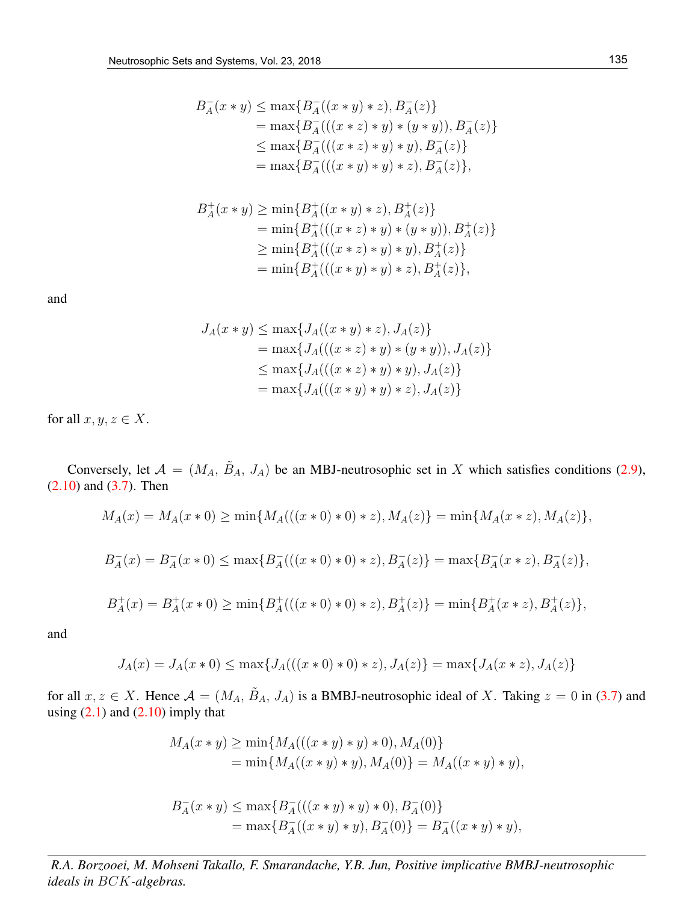$$
\begin{aligned}
B_A^-(x*y) &\leq \max\{B_A^-((x*y)*z), B_A^-(z)\} \\
&= \max\{B_A^-(((x*z)*y)*(y*y)), B_A^-(z)\} \\
&\leq \max\{B_A^-(((x*z)*y)*y), B_A^-(z)\} \\
&= \max\{B_A^-(((x*y)*y)*z), B_A^-(z)\},
\end{aligned}
$$

$$
\begin{aligned}
B_A^+(x*y) &\geq \min\{B_A^+((x*y)*z), B_A^+(z)\} \\
&= \min\{B_A^+(((x*z)*y)*(y*y)), B_A^+(z)\} \\
&\geq \min\{B_A^+(((x*z)*y)*y), B_A^+(z)\} \\
&= \min\{B_A^+(((x*y)*y)*z), B_A^+(z)\},
\end{aligned}
$$

and

$$
\begin{aligned}
J_A(x*y) &\leq \max\{J_A((x*y)*z), J_A(z)\} \\
&= \max\{J_A(((x*z)*y)*(y*y)), J_A(z)\} \\
&\leq \max\{J_A(((x*z)*y)*y), J_A(z)\} \\
&= \max\{J_A(((x*y)*y)*z), J_A(z)\}
\end{aligned}
$$

for all $x, y, z \in X$.

Conversely, let $\mathcal{A} = (M_A, \tilde{B}_A, J_A)$ be an MBJ-neutrosophic set in $X$ which satisfies conditions (2.9), (2.10) and (3.7). Then

$$
M_A(x) = M_A(x*0) \geq \min\{M_A(((x*0)*0)*z), M_A(z)\} = \min\{M_A(x*z), M_A(z)\},
$$

$$
B_A^-(x) = B_A^-(x*0) \leq \max\{B_A^-(((x*0)*0)*z), B_A^-(z)\} = \max\{B_A^-(x*z), B_A^-(z)\},
$$

$$
B_A^+(x) = B_A^+(x*0) \geq \min\{B_A^+(((x*0)*0)*z), B_A^+(z)\} = \min\{B_A^+(x*z), B_A^+(z)\},
$$

and

$$
J_A(x) = J_A(x*0) \leq \max\{J_A(((x*0)*0)*z), J_A(z)\} = \max\{J_A(x*z), J_A(z)\}
$$

for all $x, z \in X$. Hence $\mathcal{A} = (M_A, \tilde{B}_A, J_A)$ is a BMBJ-neutrosophic ideal of $X$. Taking $z = 0$ in (3.7) and using (2.1) and (2.10) imply that

$$
\begin{aligned}
M_A(x*y) &\geq \min\{M_A(((x*y)*y)*0), M_A(0)\} \\
&= \min\{M_A((x*y)*y), M_A(0)\} = M_A((x*y)*y),
\end{aligned}
$$

$$
\begin{aligned}
B_A^-(x*y) &\leq \max\{B_A^-(((x*y)*y)*0), B_A^-(0)\} \\
&= \max\{B_A^-((x*y)*y), B_A^-(0)\} = B_A^-((x*y)*y),
\end{aligned}
$$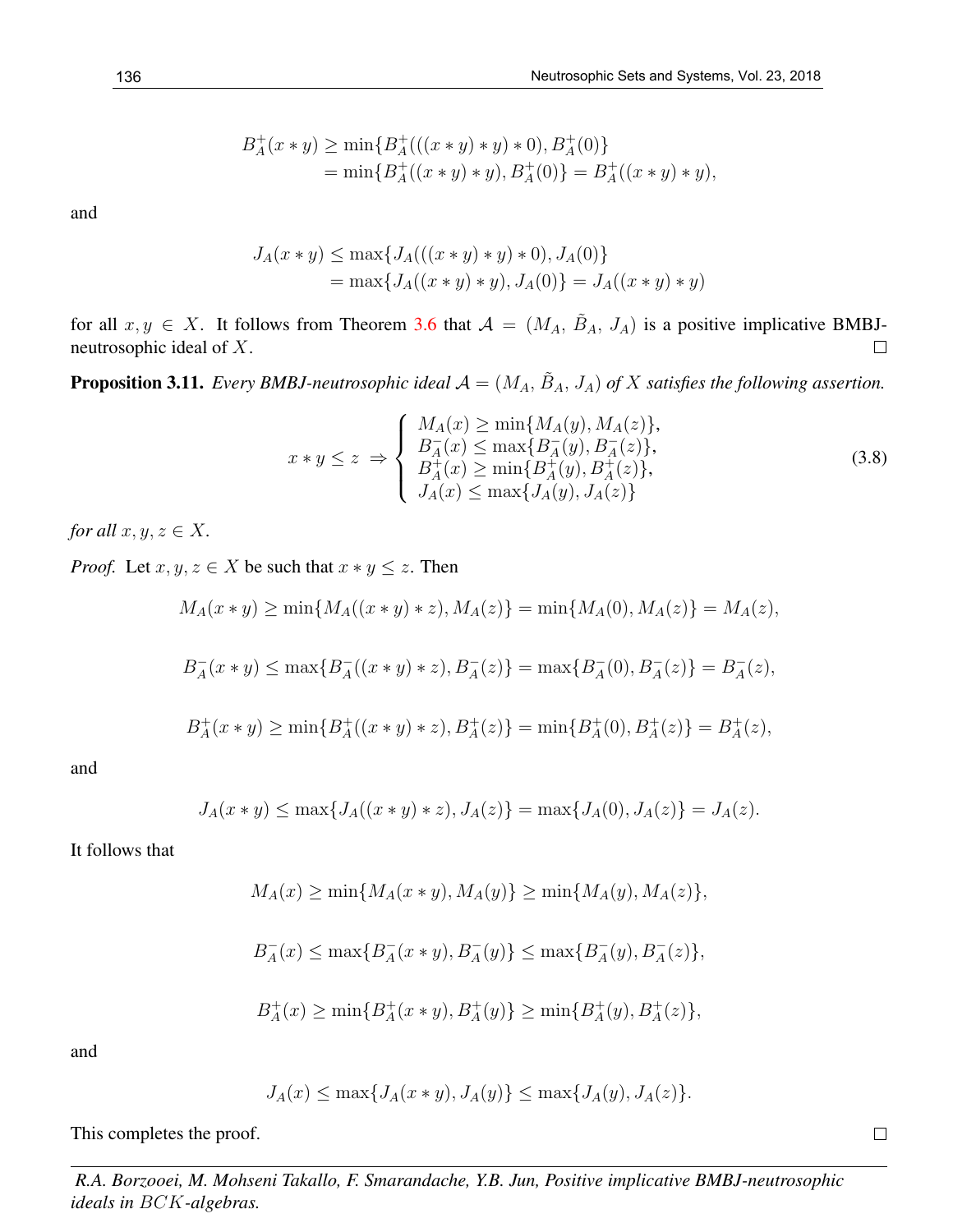$$
\begin{aligned}
B_A^+(x*y) &\geq \min\{B_A^+(((x*y)*y)*0), B_A^+(0)\} \\
&= \min\{B_A^+((x*y)*y), B_A^+(0)\} = B_A^+((x*y)*y),
\end{aligned}
$$

and

$$
\begin{aligned}
J_A(x*y) &\leq \max\{J_A(((x*y)*y)*0), J_A(0)\} \\
&= \max\{J_A((x*y)*y), J_A(0)\} = J_A((x*y)*y)
\end{aligned}
$$

for all $x, y \in X$. It follows from Theorem 3.6 that $\mathcal{A} = (M_A, \tilde{B}_A, J_A)$ is a positive implicative BMBJ-neutrosophic ideal of $X$. $\square$

**Proposition 3.11.** *Every BMBJ-neutrosophic ideal $\mathcal{A} = (M_A, \tilde{B}_A, J_A)$ of $X$ satisfies the following assertion.*

$$
x*y \leq z \Rightarrow \begin{cases} M_A(x) \geq \min\{M_A(y), M_A(z)\}, \\ B_A^-(x) \leq \max\{B_A^-(y), B_A^-(z)\}, \\ B_A^+(x) \geq \min\{B_A^+(y), B_A^+(z)\}, \\ J_A(x) \leq \max\{J_A(y), J_A(z)\} \end{cases} \tag{3.8}
$$

*for all $x, y, z \in X$.*

*Proof.* Let $x, y, z \in X$ be such that $x*y \leq z$. Then

$$
M_A(x*y) \geq \min\{M_A((x*y)*z), M_A(z)\} = \min\{M_A(0), M_A(z)\} = M_A(z),
$$

$$
B_A^-(x*y) \leq \max\{B_A^-((x*y)*z), B_A^-(z)\} = \max\{B_A^-(0), B_A^-(z)\} = B_A^-(z),
$$

$$
B_A^+(x*y) \geq \min\{B_A^+((x*y)*z), B_A^+(z)\} = \min\{B_A^+(0), B_A^+(z)\} = B_A^+(z),
$$

and

$$
J_A(x*y) \leq \max\{J_A((x*y)*z), J_A(z)\} = \max\{J_A(0), J_A(z)\} = J_A(z).
$$

It follows that

$$
M_A(x) \geq \min\{M_A(x*y), M_A(y)\} \geq \min\{M_A(y), M_A(z)\},
$$

$$
B_A^-(x) \leq \max\{B_A^-(x*y), B_A^-(y)\} \leq \max\{B_A^-(y), B_A^-(z)\},
$$

$$
B_A^+(x) \geq \min\{B_A^+(x*y), B_A^+(y)\} \geq \min\{B_A^+(y), B_A^+(z)\},
$$

and

$$
J_A(x) \leq \max\{J_A(x*y), J_A(y)\} \leq \max\{J_A(y), J_A(z)\}.
$$

This completes the proof. $\square$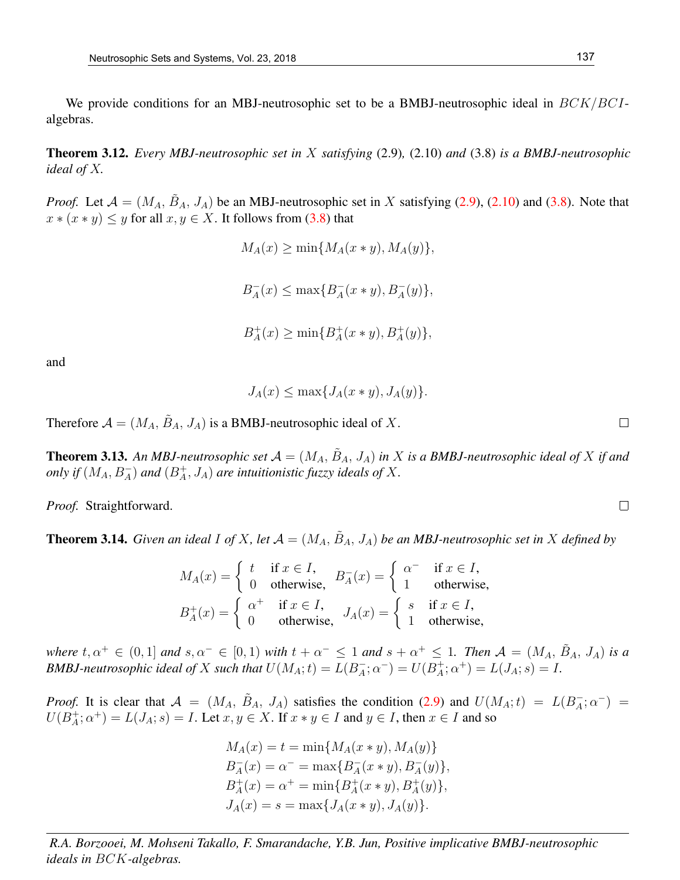We provide conditions for an MBJ-neutrosophic set to be a BMBJ-neutrosophic ideal in $BCK/BCI$-algebras.

**Theorem 3.12.** *Every MBJ-neutrosophic set in $X$ satisfying* (2.9)*,* (2.10) *and* (3.8) *is a BMBJ-neutrosophic ideal of $X$.*

*Proof.* Let $\mathcal{A} = (M_A, \tilde{B}_A, J_A)$ be an MBJ-neutrosophic set in $X$ satisfying (2.9), (2.10) and (3.8). Note that $x * (x * y) \leq y$ for all $x, y \in X$. It follows from (3.8) that

$$M_A(x) \geq \min\{M_A(x * y), M_A(y)\},$$

$$B_A^-(x) \leq \max\{B_A^-(x * y), B_A^-(y)\},$$

$$B_A^+(x) \geq \min\{B_A^+(x * y), B_A^+(y)\},$$

and

$$J_A(x) \leq \max\{J_A(x * y), J_A(y)\}.$$

Therefore $\mathcal{A} = (M_A, \tilde{B}_A, J_A)$ is a BMBJ-neutrosophic ideal of $X$. □

**Theorem 3.13.** *An MBJ-neutrosophic set $\mathcal{A} = (M_A, \tilde{B}_A, J_A)$ in $X$ is a BMBJ-neutrosophic ideal of $X$ if and only if $(M_A, B_A^-)$ and $(B_A^+, J_A)$ are intuitionistic fuzzy ideals of $X$.*

*Proof.* Straightforward. □

**Theorem 3.14.** *Given an ideal $I$ of $X$, let $\mathcal{A} = (M_A, \tilde{B}_A, J_A)$ be an MBJ-neutrosophic set in $X$ defined by*

$$M_A(x) = \begin{cases} t & \text{if } x \in I, \\ 0 & \text{otherwise,} \end{cases} \quad B_A^-(x) = \begin{cases} \alpha^- & \text{if } x \in I, \\ 1 & \text{otherwise,} \end{cases}$$
$$B_A^+(x) = \begin{cases} \alpha^+ & \text{if } x \in I, \\ 0 & \text{otherwise,} \end{cases} \quad J_A(x) = \begin{cases} s & \text{if } x \in I, \\ 1 & \text{otherwise,} \end{cases}$$

*where $t, \alpha^+ \in (0, 1]$ and $s, \alpha^- \in [0, 1)$ with $t + \alpha^- \leq 1$ and $s + \alpha^+ \leq 1$. Then $\mathcal{A} = (M_A, \tilde{B}_A, J_A)$ is a BMBJ-neutrosophic ideal of $X$ such that $U(M_A; t) = L(B_A^-; \alpha^-) = U(B_A^+; \alpha^+) = L(J_A; s) = I$.*

*Proof.* It is clear that $\mathcal{A} = (M_A, \tilde{B}_A, J_A)$ satisfies the condition (2.9) and $U(M_A; t) = L(B_A^-; \alpha^-) = U(B_A^+; \alpha^+) = L(J_A; s) = I$. Let $x, y \in X$. If $x * y \in I$ and $y \in I$, then $x \in I$ and so

$$\begin{aligned}
M_A(x) &= t = \min\{M_A(x * y), M_A(y)\} \\
B_A^-(x) &= \alpha^- = \max\{B_A^-(x * y), B_A^-(y)\}, \\
B_A^+(x) &= \alpha^+ = \min\{B_A^+(x * y), B_A^+(y)\}, \\
J_A(x) &= s = \max\{J_A(x * y), J_A(y)\}.
\end{aligned}$$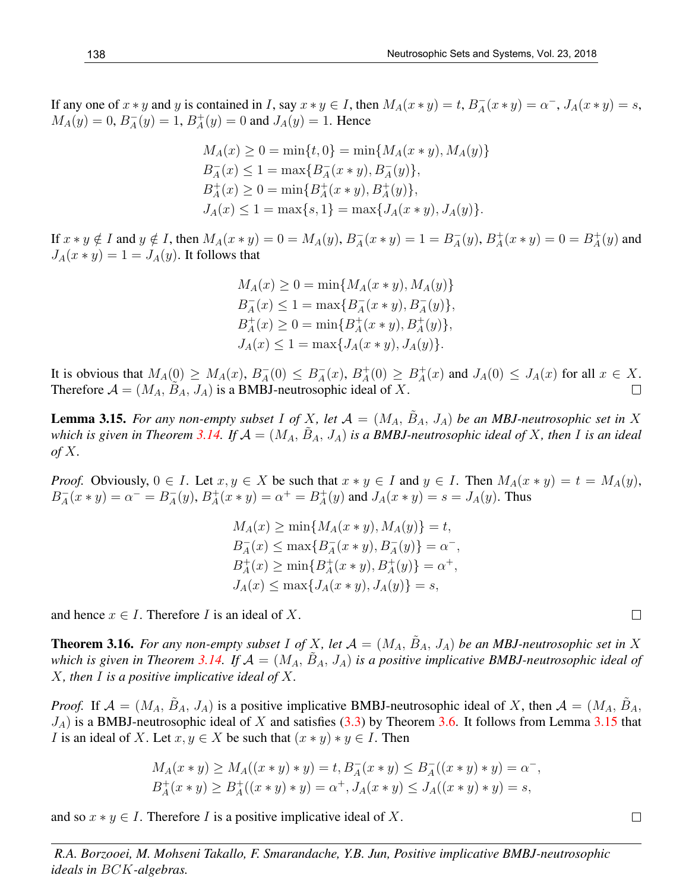If any one of $x * y$ and $y$ is contained in $I$, say $x * y \in I$, then $M_A(x * y) = t$, $B_A^-(x * y) = \alpha^-$, $J_A(x * y) = s$, $M_A(y) = 0$, $B_A^-(y) = 1$, $B_A^+(y) = 0$ and $J_A(y) = 1$. Hence

$$
\begin{aligned}
&M_A(x) \geq 0 = \min\{t, 0\} = \min\{M_A(x * y), M_A(y)\} \\
&B_A^-(x) \leq 1 = \max\{B_A^-(x * y), B_A^-(y)\}, \\
&B_A^+(x) \geq 0 = \min\{B_A^+(x * y), B_A^+(y)\}, \\
&J_A(x) \leq 1 = \max\{s, 1\} = \max\{J_A(x * y), J_A(y)\}.
\end{aligned}
$$

If $x * y \notin I$ and $y \notin I$, then $M_A(x * y) = 0 = M_A(y)$, $B_A^-(x * y) = 1 = B_A^-(y)$, $B_A^+(x * y) = 0 = B_A^+(y)$ and $J_A(x * y) = 1 = J_A(y)$. It follows that

$$
\begin{aligned}
&M_A(x) \geq 0 = \min\{M_A(x * y), M_A(y)\} \\
&B_A^-(x) \leq 1 = \max\{B_A^-(x * y), B_A^-(y)\}, \\
&B_A^+(x) \geq 0 = \min\{B_A^+(x * y), B_A^+(y)\}, \\
&J_A(x) \leq 1 = \max\{J_A(x * y), J_A(y)\}.
\end{aligned}
$$

It is obvious that $M_A(0) \geq M_A(x)$, $B_A^-(0) \leq B_A^-(x)$, $B_A^+(0) \geq B_A^+(x)$ and $J_A(0) \leq J_A(x)$ for all $x \in X$. Therefore $\mathcal{A} = (M_A, \tilde{B}_A, J_A)$ is a BMBJ-neutrosophic ideal of $X$. □

**Lemma 3.15.** *For any non-empty subset $I$ of $X$, let $\mathcal{A} = (M_A, \tilde{B}_A, J_A)$ be an MBJ-neutrosophic set in $X$ which is given in Theorem 3.14. If $\mathcal{A} = (M_A, \tilde{B}_A, J_A)$ is a BMBJ-neutrosophic ideal of $X$, then $I$ is an ideal of $X$.*

*Proof.* Obviously, $0 \in I$. Let $x, y \in X$ be such that $x * y \in I$ and $y \in I$. Then $M_A(x * y) = t = M_A(y)$, $B_A^-(x * y) = \alpha^- = B_A^-(y)$, $B_A^+(x * y) = \alpha^+ = B_A^+(y)$ and $J_A(x * y) = s = J_A(y)$. Thus

$$
\begin{aligned}
&M_A(x) \geq \min\{M_A(x * y), M_A(y)\} = t, \\
&B_A^-(x) \leq \max\{B_A^-(x * y), B_A^-(y)\} = \alpha^-, \\
&B_A^+(x) \geq \min\{B_A^+(x * y), B_A^+(y)\} = \alpha^+, \\
&J_A(x) \leq \max\{J_A(x * y), J_A(y)\} = s,
\end{aligned}
$$

and hence $x \in I$. Therefore $I$ is an ideal of $X$. □

**Theorem 3.16.** *For any non-empty subset $I$ of $X$, let $\mathcal{A} = (M_A, \tilde{B}_A, J_A)$ be an MBJ-neutrosophic set in $X$ which is given in Theorem 3.14. If $\mathcal{A} = (M_A, \tilde{B}_A, J_A)$ is a positive implicative BMBJ-neutrosophic ideal of $X$, then $I$ is a positive implicative ideal of $X$.*

*Proof.* If $\mathcal{A} = (M_A, \tilde{B}_A, J_A)$ is a positive implicative BMBJ-neutrosophic ideal of $X$, then $\mathcal{A} = (M_A, \tilde{B}_A, J_A)$ is a BMBJ-neutrosophic ideal of $X$ and satisfies (3.3) by Theorem 3.6. It follows from Lemma 3.15 that $I$ is an ideal of $X$. Let $x, y \in X$ be such that $(x * y) * y \in I$. Then

$$
\begin{aligned}
&M_A(x * y) \geq M_A((x * y) * y) = t, B_A^-(x * y) \leq B_A^-((x * y) * y) = \alpha^-, \\
&B_A^+(x * y) \geq B_A^+((x * y) * y) = \alpha^+, J_A(x * y) \leq J_A((x * y) * y) = s,
\end{aligned}
$$

and so $x * y \in I$. Therefore $I$ is a positive implicative ideal of $X$. □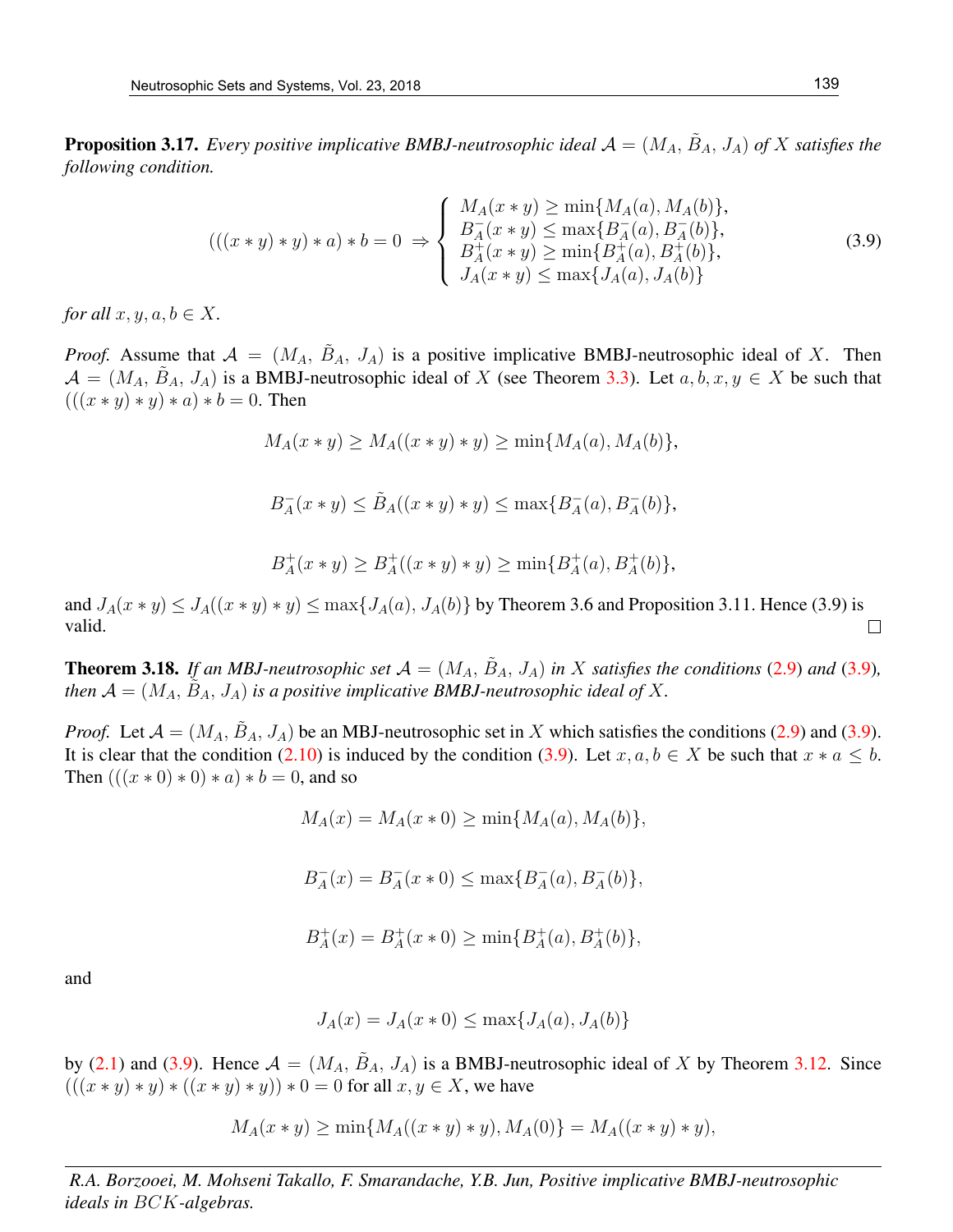**Proposition 3.17.** *Every positive implicative BMBJ-neutrosophic ideal $\mathcal{A} = (M_A, \tilde{B}_A, J_A)$ of $X$ satisfies the following condition.*

$$(((x * y) * y) * a) * b = 0 \Rightarrow \begin{cases} M_A(x * y) \geq \min\{M_A(a), M_A(b)\}, \\ B_A^-(x * y) \leq \max\{B_A^-(a), B_A^-(b)\}, \\ B_A^+(x * y) \geq \min\{B_A^+(a), B_A^+(b)\}, \\ J_A(x * y) \leq \max\{J_A(a), J_A(b)\} \end{cases} \tag{3.9}$$

*for all $x, y, a, b \in X$.*

*Proof.* Assume that $\mathcal{A} = (M_A, \tilde{B}_A, J_A)$ is a positive implicative BMBJ-neutrosophic ideal of $X$. Then $\mathcal{A} = (M_A, \tilde{B}_A, J_A)$ is a BMBJ-neutrosophic ideal of $X$ (see Theorem 3.3). Let $a, b, x, y \in X$ be such that $(((x * y) * y) * a) * b = 0$. Then

$$M_A(x * y) \geq M_A((x * y) * y) \geq \min\{M_A(a), M_A(b)\},$$

$$B_A^-(x * y) \leq \tilde{B}_A((x * y) * y) \leq \max\{B_A^-(a), B_A^-(b)\},$$

$$B_A^+(x * y) \geq B_A^+((x * y) * y) \geq \min\{B_A^+(a), B_A^+(b)\},$$

and $J_A(x * y) \leq J_A((x * y) * y) \leq \max\{J_A(a), J_A(b)\}$ by Theorem 3.6 and Proposition 3.11. Hence (3.9) is valid. □

**Theorem 3.18.** *If an MBJ-neutrosophic set $\mathcal{A} = (M_A, \tilde{B}_A, J_A)$ in $X$ satisfies the conditions (2.9) and (3.9), then $\mathcal{A} = (M_A, \tilde{B}_A, J_A)$ is a positive implicative BMBJ-neutrosophic ideal of $X$.*

*Proof.* Let $\mathcal{A} = (M_A, \tilde{B}_A, J_A)$ be an MBJ-neutrosophic set in $X$ which satisfies the conditions (2.9) and (3.9). It is clear that the condition (2.10) is induced by the condition (3.9). Let $x, a, b \in X$ be such that $x * a \leq b$. Then $(((x * 0) * 0) * a) * b = 0$, and so

$$M_A(x) = M_A(x * 0) \geq \min\{M_A(a), M_A(b)\},$$

$$B_A^-(x) = B_A^-(x * 0) \leq \max\{B_A^-(a), B_A^-(b)\},$$

$$B_A^+(x) = B_A^+(x * 0) \geq \min\{B_A^+(a), B_A^+(b)\},$$

and

$$J_A(x) = J_A(x * 0) \leq \max\{J_A(a), J_A(b)\}$$

by (2.1) and (3.9). Hence $\mathcal{A} = (M_A, \tilde{B}_A, J_A)$ is a BMBJ-neutrosophic ideal of $X$ by Theorem 3.12. Since $(((x * y) * y) * ((x * y) * y)) * 0 = 0$ for all $x, y \in X$, we have

$$M_A(x * y) \geq \min\{M_A((x * y) * y), M_A(0)\} = M_A((x * y) * y),$$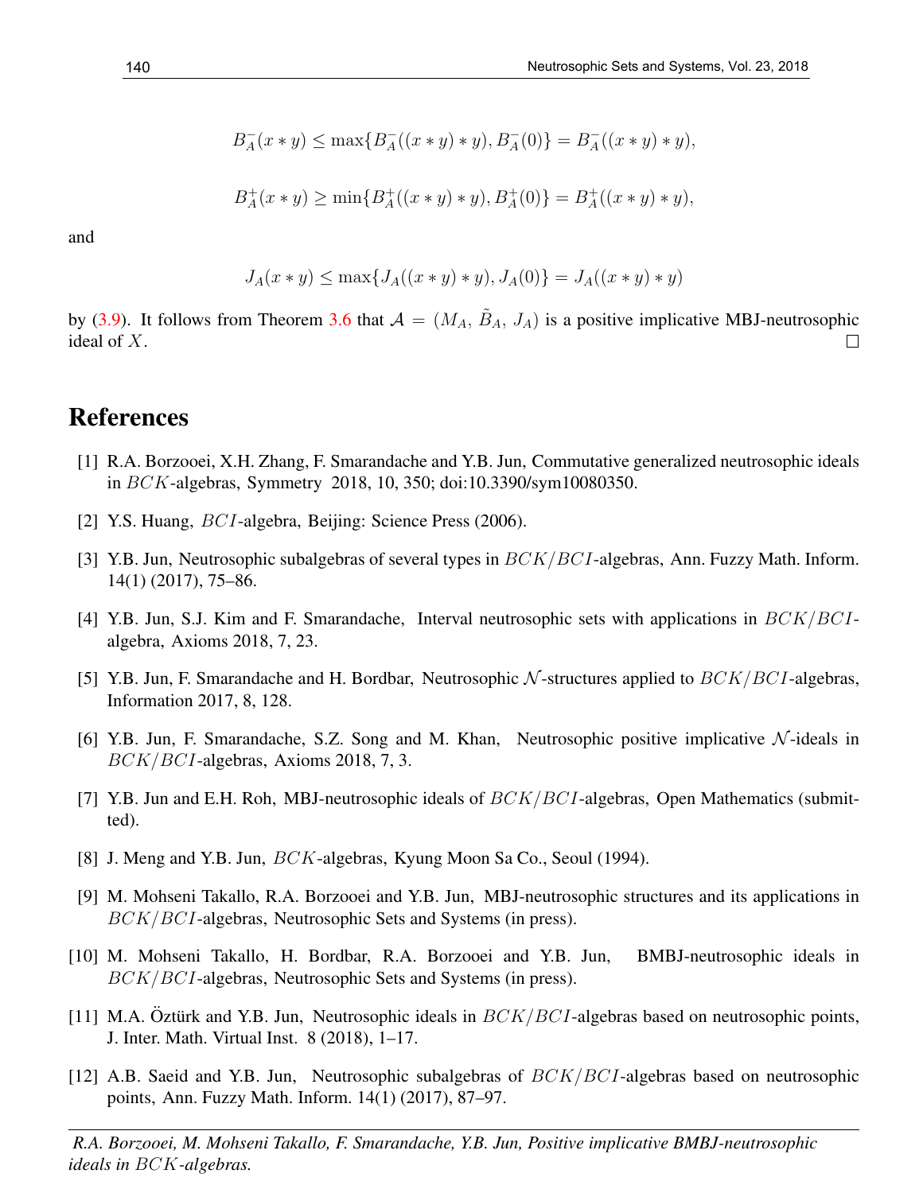$$B_A^-(x*y) \leq \max\{B_A^-((x*y)*y), B_A^-(0)\} = B_A^-((x*y)*y),$$

$$B_A^+(x*y) \geq \min\{B_A^+((x*y)*y), B_A^+(0)\} = B_A^+((x*y)*y),$$

and

$$J_A(x*y) \leq \max\{J_A((x*y)*y), J_A(0)\} = J_A((x*y)*y)$$

by (3.9). It follows from Theorem 3.6 that $\mathcal{A} = (M_A, \tilde{B}_A, J_A)$ is a positive implicative MBJ-neutrosophic ideal of $X$. □

# References

[1] R.A. Borzooei, X.H. Zhang, F. Smarandache and Y.B. Jun, Commutative generalized neutrosophic ideals in $BCK$-algebras, Symmetry 2018, 10, 350; doi:10.3390/sym10080350.

[2] Y.S. Huang, $BCI$-algebra, Beijing: Science Press (2006).

[3] Y.B. Jun, Neutrosophic subalgebras of several types in $BCK/BCI$-algebras, Ann. Fuzzy Math. Inform. 14(1) (2017), 75–86.

[4] Y.B. Jun, S.J. Kim and F. Smarandache, Interval neutrosophic sets with applications in $BCK/BCI$-algebra, Axioms 2018, 7, 23.

[5] Y.B. Jun, F. Smarandache and H. Bordbar, Neutrosophic $\mathcal{N}$-structures applied to $BCK/BCI$-algebras, Information 2017, 8, 128.

[6] Y.B. Jun, F. Smarandache, S.Z. Song and M. Khan, Neutrosophic positive implicative $\mathcal{N}$-ideals in $BCK/BCI$-algebras, Axioms 2018, 7, 3.

[7] Y.B. Jun and E.H. Roh, MBJ-neutrosophic ideals of $BCK/BCI$-algebras, Open Mathematics (submitted).

[8] J. Meng and Y.B. Jun, $BCK$-algebras, Kyung Moon Sa Co., Seoul (1994).

[9] M. Mohseni Takallo, R.A. Borzooei and Y.B. Jun, MBJ-neutrosophic structures and its applications in $BCK/BCI$-algebras, Neutrosophic Sets and Systems (in press).

[10] M. Mohseni Takallo, H. Bordbar, R.A. Borzooei and Y.B. Jun, BMBJ-neutrosophic ideals in $BCK/BCI$-algebras, Neutrosophic Sets and Systems (in press).

[11] M.A. Öztürk and Y.B. Jun, Neutrosophic ideals in $BCK/BCI$-algebras based on neutrosophic points, J. Inter. Math. Virtual Inst. 8 (2018), 1–17.

[12] A.B. Saeid and Y.B. Jun, Neutrosophic subalgebras of $BCK/BCI$-algebras based on neutrosophic points, Ann. Fuzzy Math. Inform. 14(1) (2017), 87–97.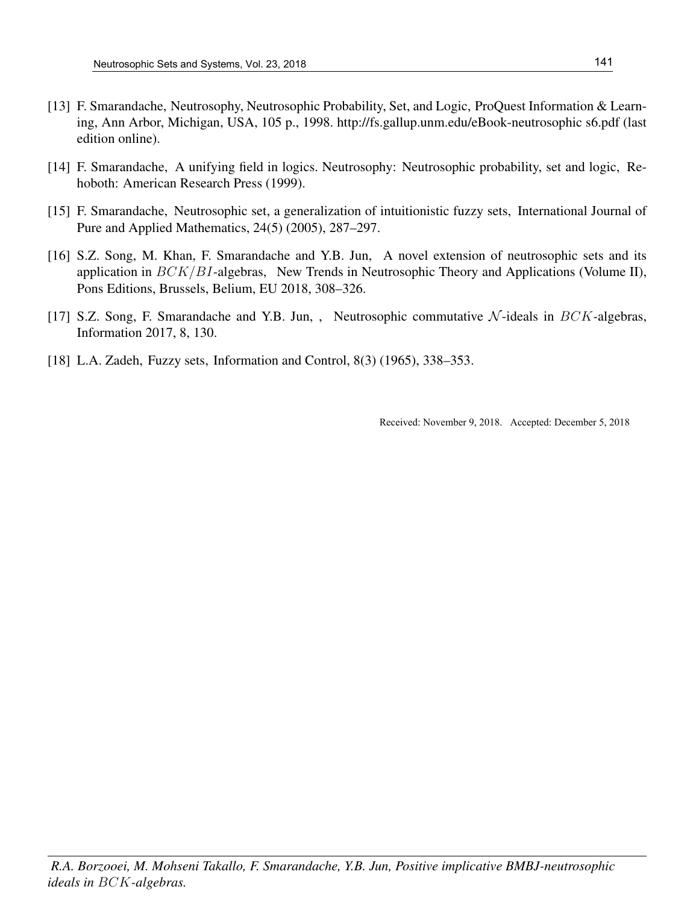[13] F. Smarandache, Neutrosophy, Neutrosophic Probability, Set, and Logic, ProQuest Information & Learning, Ann Arbor, Michigan, USA, 105 p., 1998. http://fs.gallup.unm.edu/eBook-neutrosophic s6.pdf (last edition online).

[14] F. Smarandache, A unifying field in logics. Neutrosophy: Neutrosophic probability, set and logic, Rehoboth: American Research Press (1999).

[15] F. Smarandache, Neutrosophic set, a generalization of intuitionistic fuzzy sets, International Journal of Pure and Applied Mathematics, 24(5) (2005), 287–297.

[16] S.Z. Song, M. Khan, F. Smarandache and Y.B. Jun, A novel extension of neutrosophic sets and its application in $BCK/BI$-algebras, New Trends in Neutrosophic Theory and Applications (Volume II), Pons Editions, Brussels, Belium, EU 2018, 308–326.

[17] S.Z. Song, F. Smarandache and Y.B. Jun, , Neutrosophic commutative $\mathcal{N}$-ideals in $BCK$-algebras, Information 2017, 8, 130.

[18] L.A. Zadeh, Fuzzy sets, Information and Control, 8(3) (1965), 338–353.

Received: November 9, 2018. Accepted: December 5, 2018